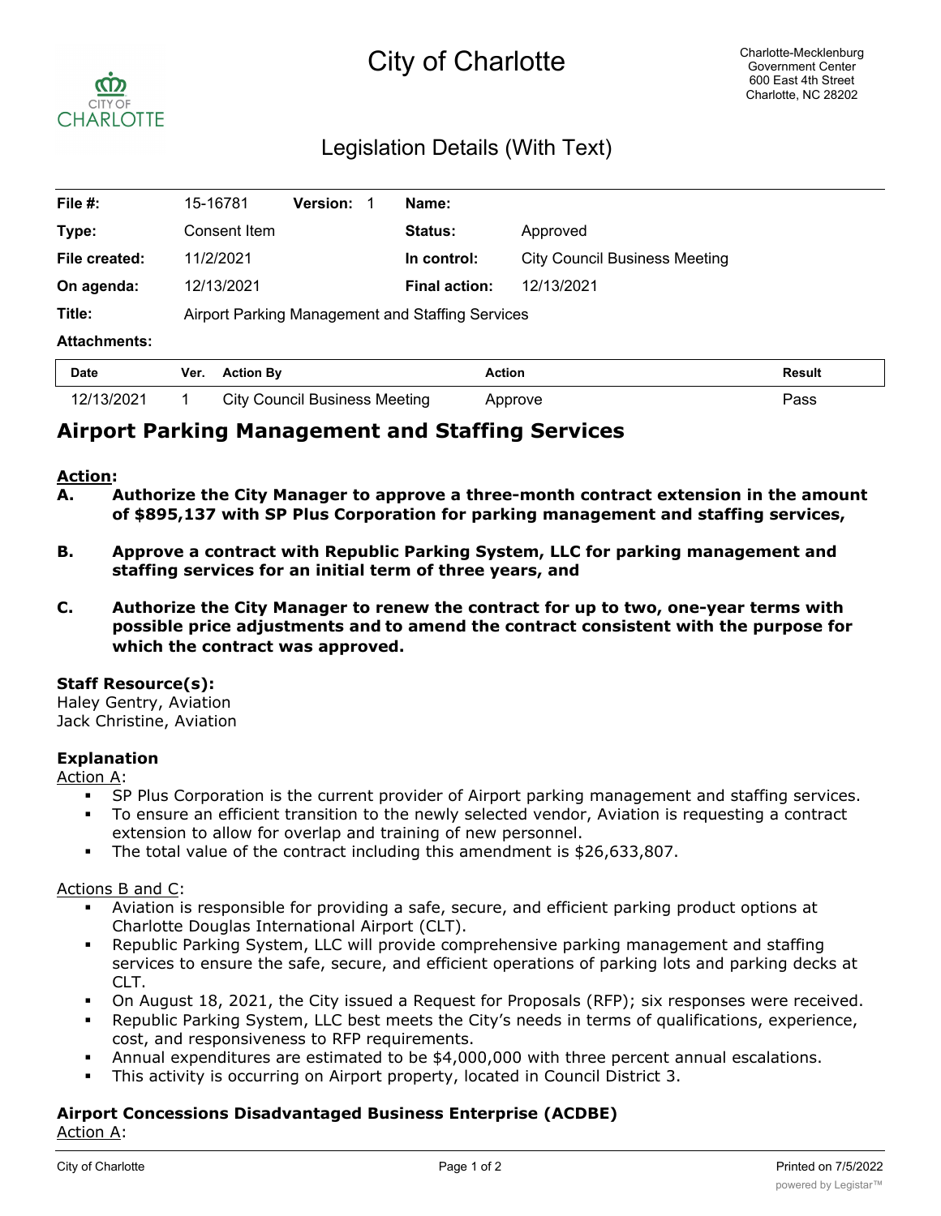# City of Charlotte

Charlotte-Mecklenburg Government Center
600 East 4th Street
Charlotte, NC 28202

## Legislation Details (With Text)

| | | | | | |
|---|---|---|---|---|---|
| **File #:** | 15-16781 | **Version:** | 1 | **Name:** | |
| **Type:** | Consent Item | | | **Status:** | Approved |
| **File created:** | 11/2/2021 | | | **In control:** | City Council Business Meeting |
| **On agenda:** | 12/13/2021 | | | **Final action:** | 12/13/2021 |
| **Title:** | Airport Parking Management and Staffing Services | | | | |
| **Attachments:** | | | | | |

| Date | Ver. | Action By | Action | Result |
|---|---|---|---|---|
| 12/13/2021 | 1 | City Council Business Meeting | Approve | Pass |

## Airport Parking Management and Staffing Services

**Action:**

**A. Authorize the City Manager to approve a three-month contract extension in the amount of $895,137 with SP Plus Corporation for parking management and staffing services,**

**B. Approve a contract with Republic Parking System, LLC for parking management and staffing services for an initial term of three years, and**

**C. Authorize the City Manager to renew the contract for up to two, one-year terms with possible price adjustments and to amend the contract consistent with the purpose for which the contract was approved.**

**Staff Resource(s):**
Haley Gentry, Aviation
Jack Christine, Aviation

**Explanation**

Action A:

- SP Plus Corporation is the current provider of Airport parking management and staffing services.
- To ensure an efficient transition to the newly selected vendor, Aviation is requesting a contract extension to allow for overlap and training of new personnel.
- The total value of the contract including this amendment is $26,633,807.

Actions B and C:

- Aviation is responsible for providing a safe, secure, and efficient parking product options at Charlotte Douglas International Airport (CLT).
- Republic Parking System, LLC will provide comprehensive parking management and staffing services to ensure the safe, secure, and efficient operations of parking lots and parking decks at CLT.
- On August 18, 2021, the City issued a Request for Proposals (RFP); six responses were received.
- Republic Parking System, LLC best meets the City's needs in terms of qualifications, experience, cost, and responsiveness to RFP requirements.
- Annual expenditures are estimated to be $4,000,000 with three percent annual escalations.
- This activity is occurring on Airport property, located in Council District 3.

**Airport Concessions Disadvantaged Business Enterprise (ACDBE)**

Action A: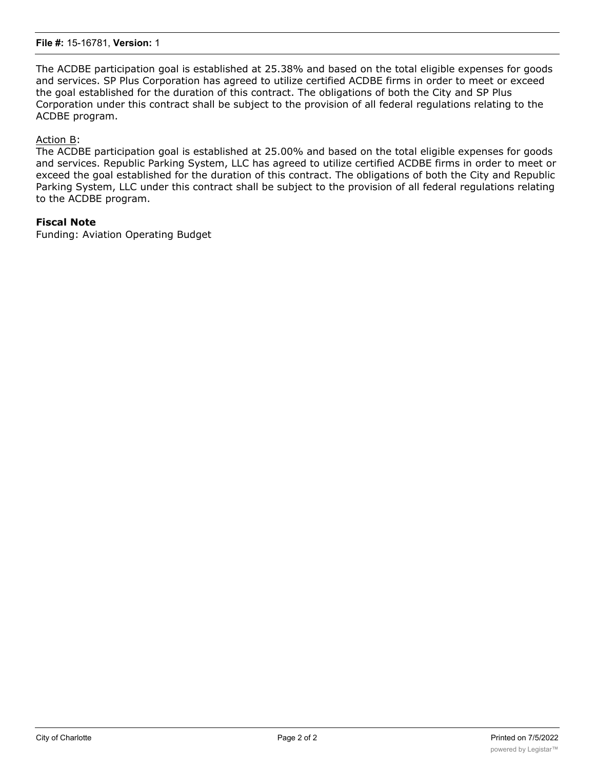The ACDBE participation goal is established at 25.38% and based on the total eligible expenses for goods and services. SP Plus Corporation has agreed to utilize certified ACDBE firms in order to meet or exceed the goal established for the duration of this contract. The obligations of both the City and SP Plus Corporation under this contract shall be subject to the provision of all federal regulations relating to the ACDBE program.

Action B:
The ACDBE participation goal is established at 25.00% and based on the total eligible expenses for goods and services. Republic Parking System, LLC has agreed to utilize certified ACDBE firms in order to meet or exceed the goal established for the duration of this contract. The obligations of both the City and Republic Parking System, LLC under this contract shall be subject to the provision of all federal regulations relating to the ACDBE program.

**Fiscal Note**
Funding: Aviation Operating Budget